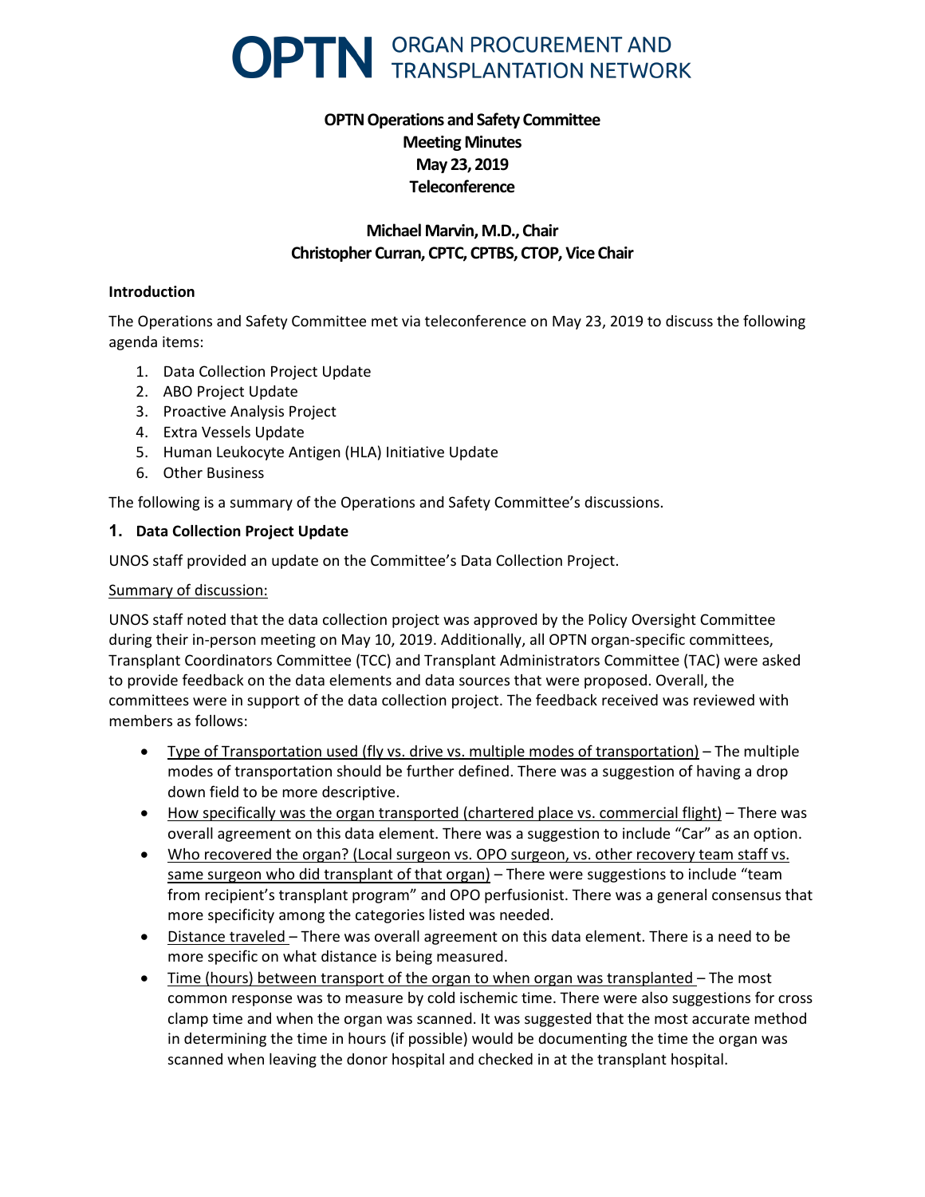# OPTN ORGAN PROCUREMENT AND TRANSPLANTATION NETWORK

**OPTN Operations and Safety Committee**
**Meeting Minutes**
**May 23, 2019**
**Teleconference**

**Michael Marvin, M.D., Chair**
**Christopher Curran, CPTC, CPTBS, CTOP, Vice Chair**

## Introduction

The Operations and Safety Committee met via teleconference on May 23, 2019 to discuss the following agenda items:

1. Data Collection Project Update
2. ABO Project Update
3. Proactive Analysis Project
4. Extra Vessels Update
5. Human Leukocyte Antigen (HLA) Initiative Update
6. Other Business

The following is a summary of the Operations and Safety Committee's discussions.

## 1. Data Collection Project Update

UNOS staff provided an update on the Committee's Data Collection Project.

Summary of discussion:

UNOS staff noted that the data collection project was approved by the Policy Oversight Committee during their in-person meeting on May 10, 2019. Additionally, all OPTN organ-specific committees, Transplant Coordinators Committee (TCC) and Transplant Administrators Committee (TAC) were asked to provide feedback on the data elements and data sources that were proposed. Overall, the committees were in support of the data collection project. The feedback received was reviewed with members as follows:

- Type of Transportation used (fly vs. drive vs. multiple modes of transportation) – The multiple modes of transportation should be further defined. There was a suggestion of having a drop down field to be more descriptive.
- How specifically was the organ transported (chartered place vs. commercial flight) – There was overall agreement on this data element. There was a suggestion to include "Car" as an option.
- Who recovered the organ? (Local surgeon vs. OPO surgeon, vs. other recovery team staff vs. same surgeon who did transplant of that organ) – There were suggestions to include "team from recipient's transplant program" and OPO perfusionist. There was a general consensus that more specificity among the categories listed was needed.
- Distance traveled – There was overall agreement on this data element. There is a need to be more specific on what distance is being measured.
- Time (hours) between transport of the organ to when organ was transplanted – The most common response was to measure by cold ischemic time. There were also suggestions for cross clamp time and when the organ was scanned. It was suggested that the most accurate method in determining the time in hours (if possible) would be documenting the time the organ was scanned when leaving the donor hospital and checked in at the transplant hospital.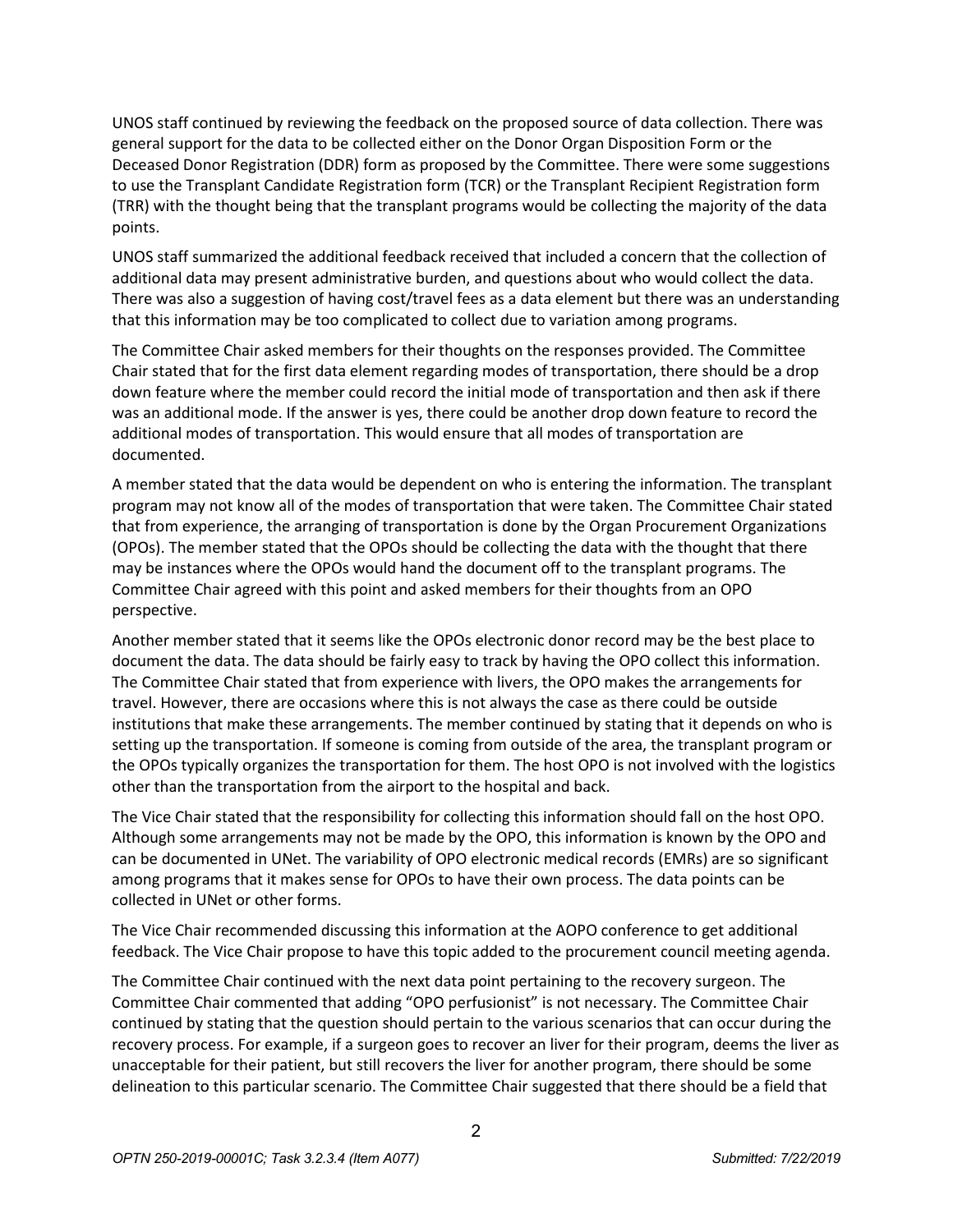UNOS staff continued by reviewing the feedback on the proposed source of data collection. There was general support for the data to be collected either on the Donor Organ Disposition Form or the Deceased Donor Registration (DDR) form as proposed by the Committee. There were some suggestions to use the Transplant Candidate Registration form (TCR) or the Transplant Recipient Registration form (TRR) with the thought being that the transplant programs would be collecting the majority of the data points.

UNOS staff summarized the additional feedback received that included a concern that the collection of additional data may present administrative burden, and questions about who would collect the data. There was also a suggestion of having cost/travel fees as a data element but there was an understanding that this information may be too complicated to collect due to variation among programs.

The Committee Chair asked members for their thoughts on the responses provided. The Committee Chair stated that for the first data element regarding modes of transportation, there should be a drop down feature where the member could record the initial mode of transportation and then ask if there was an additional mode. If the answer is yes, there could be another drop down feature to record the additional modes of transportation. This would ensure that all modes of transportation are documented.

A member stated that the data would be dependent on who is entering the information. The transplant program may not know all of the modes of transportation that were taken. The Committee Chair stated that from experience, the arranging of transportation is done by the Organ Procurement Organizations (OPOs). The member stated that the OPOs should be collecting the data with the thought that there may be instances where the OPOs would hand the document off to the transplant programs. The Committee Chair agreed with this point and asked members for their thoughts from an OPO perspective.

Another member stated that it seems like the OPOs electronic donor record may be the best place to document the data. The data should be fairly easy to track by having the OPO collect this information. The Committee Chair stated that from experience with livers, the OPO makes the arrangements for travel. However, there are occasions where this is not always the case as there could be outside institutions that make these arrangements. The member continued by stating that it depends on who is setting up the transportation. If someone is coming from outside of the area, the transplant program or the OPOs typically organizes the transportation for them. The host OPO is not involved with the logistics other than the transportation from the airport to the hospital and back.

The Vice Chair stated that the responsibility for collecting this information should fall on the host OPO. Although some arrangements may not be made by the OPO, this information is known by the OPO and can be documented in UNet. The variability of OPO electronic medical records (EMRs) are so significant among programs that it makes sense for OPOs to have their own process. The data points can be collected in UNet or other forms.

The Vice Chair recommended discussing this information at the AOPO conference to get additional feedback. The Vice Chair propose to have this topic added to the procurement council meeting agenda.

The Committee Chair continued with the next data point pertaining to the recovery surgeon. The Committee Chair commented that adding "OPO perfusionist" is not necessary. The Committee Chair continued by stating that the question should pertain to the various scenarios that can occur during the recovery process. For example, if a surgeon goes to recover an liver for their program, deems the liver as unacceptable for their patient, but still recovers the liver for another program, there should be some delineation to this particular scenario. The Committee Chair suggested that there should be a field that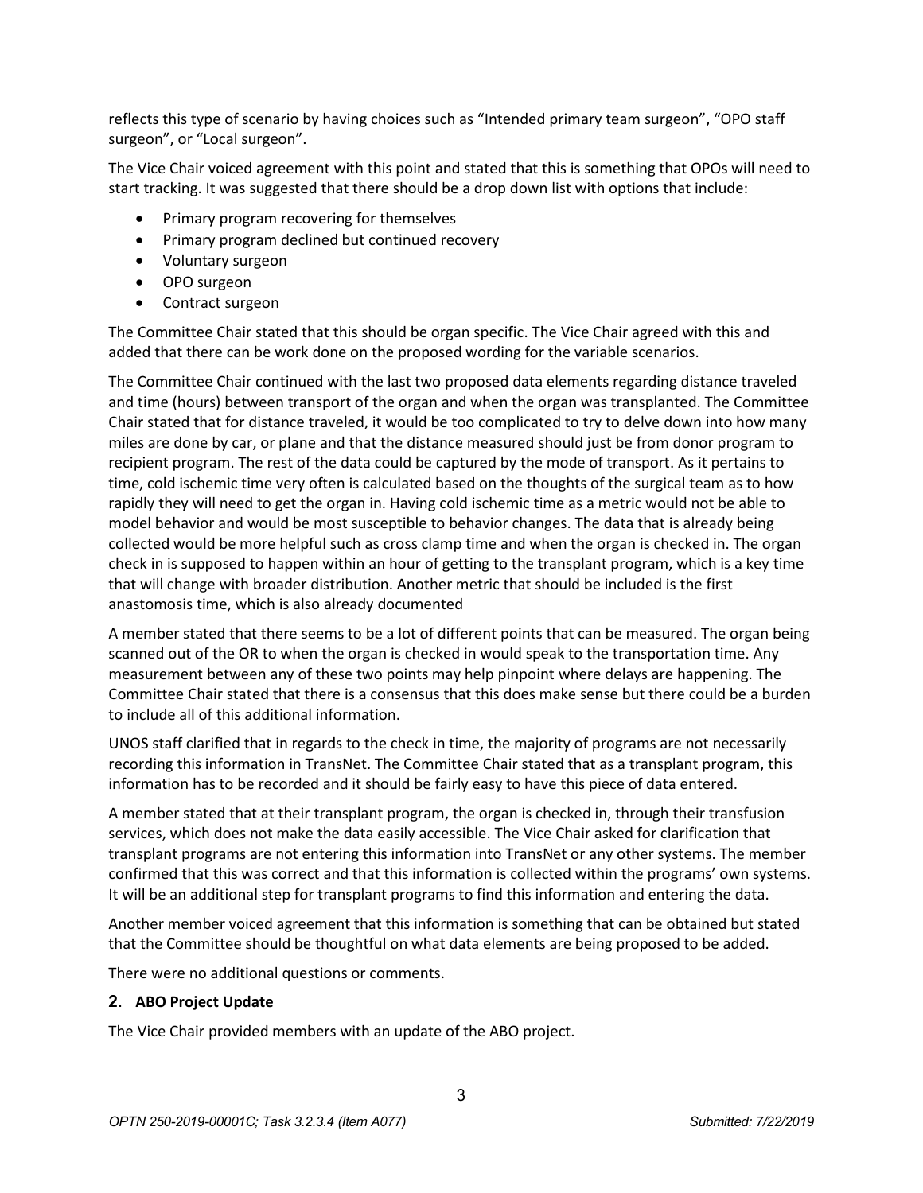reflects this type of scenario by having choices such as "Intended primary team surgeon", "OPO staff surgeon", or "Local surgeon".

The Vice Chair voiced agreement with this point and stated that this is something that OPOs will need to start tracking. It was suggested that there should be a drop down list with options that include:

- Primary program recovering for themselves
- Primary program declined but continued recovery
- Voluntary surgeon
- OPO surgeon
- Contract surgeon

The Committee Chair stated that this should be organ specific. The Vice Chair agreed with this and added that there can be work done on the proposed wording for the variable scenarios.

The Committee Chair continued with the last two proposed data elements regarding distance traveled and time (hours) between transport of the organ and when the organ was transplanted. The Committee Chair stated that for distance traveled, it would be too complicated to try to delve down into how many miles are done by car, or plane and that the distance measured should just be from donor program to recipient program. The rest of the data could be captured by the mode of transport. As it pertains to time, cold ischemic time very often is calculated based on the thoughts of the surgical team as to how rapidly they will need to get the organ in. Having cold ischemic time as a metric would not be able to model behavior and would be most susceptible to behavior changes. The data that is already being collected would be more helpful such as cross clamp time and when the organ is checked in. The organ check in is supposed to happen within an hour of getting to the transplant program, which is a key time that will change with broader distribution. Another metric that should be included is the first anastomosis time, which is also already documented

A member stated that there seems to be a lot of different points that can be measured. The organ being scanned out of the OR to when the organ is checked in would speak to the transportation time. Any measurement between any of these two points may help pinpoint where delays are happening. The Committee Chair stated that there is a consensus that this does make sense but there could be a burden to include all of this additional information.

UNOS staff clarified that in regards to the check in time, the majority of programs are not necessarily recording this information in TransNet. The Committee Chair stated that as a transplant program, this information has to be recorded and it should be fairly easy to have this piece of data entered.

A member stated that at their transplant program, the organ is checked in, through their transfusion services, which does not make the data easily accessible. The Vice Chair asked for clarification that transplant programs are not entering this information into TransNet or any other systems. The member confirmed that this was correct and that this information is collected within the programs' own systems. It will be an additional step for transplant programs to find this information and entering the data.

Another member voiced agreement that this information is something that can be obtained but stated that the Committee should be thoughtful on what data elements are being proposed to be added.

There were no additional questions or comments.

## 2. ABO Project Update

The Vice Chair provided members with an update of the ABO project.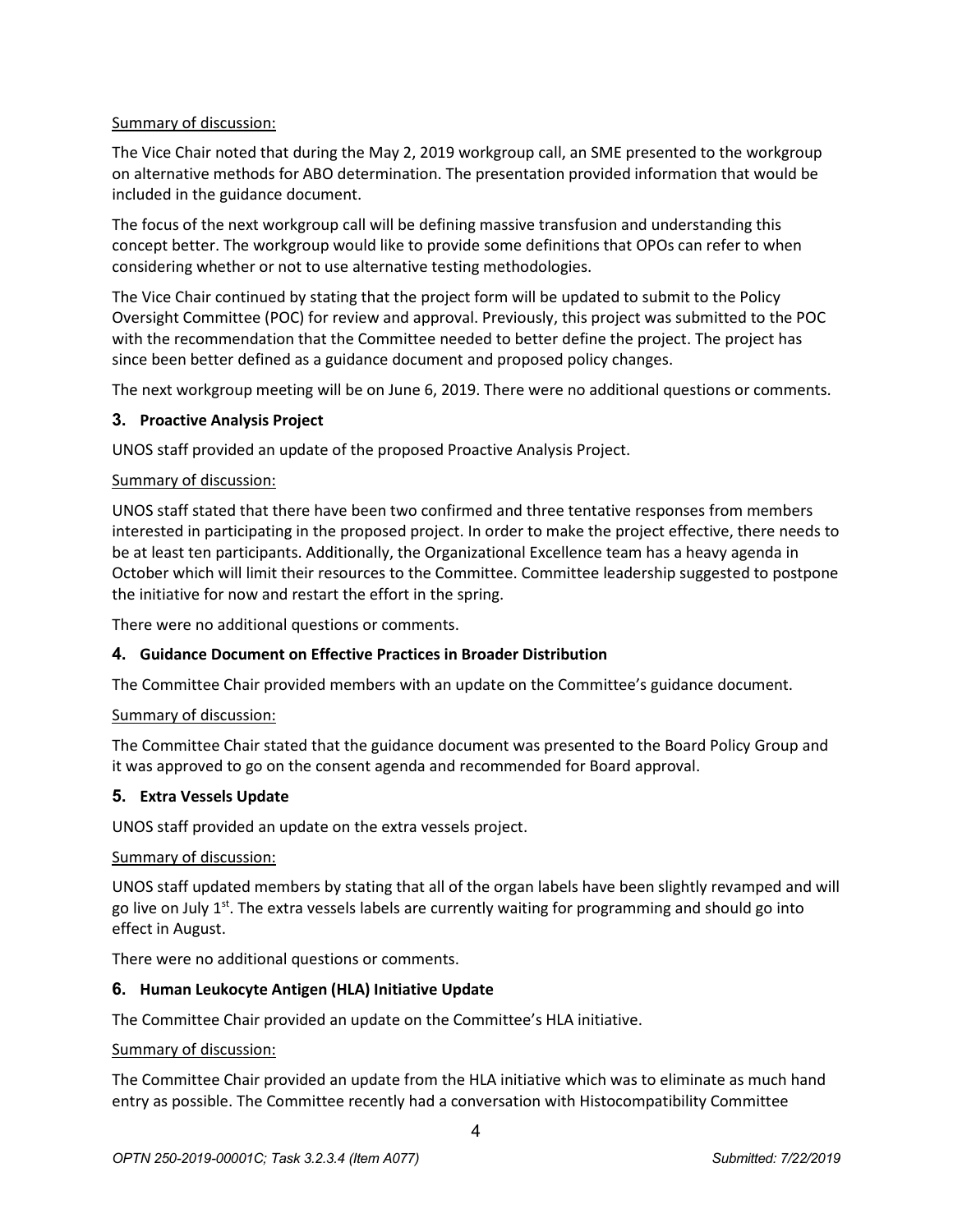Summary of discussion:

The Vice Chair noted that during the May 2, 2019 workgroup call, an SME presented to the workgroup on alternative methods for ABO determination. The presentation provided information that would be included in the guidance document.

The focus of the next workgroup call will be defining massive transfusion and understanding this concept better. The workgroup would like to provide some definitions that OPOs can refer to when considering whether or not to use alternative testing methodologies.

The Vice Chair continued by stating that the project form will be updated to submit to the Policy Oversight Committee (POC) for review and approval. Previously, this project was submitted to the POC with the recommendation that the Committee needed to better define the project. The project has since been better defined as a guidance document and proposed policy changes.

The next workgroup meeting will be on June 6, 2019. There were no additional questions or comments.

### 3. Proactive Analysis Project

UNOS staff provided an update of the proposed Proactive Analysis Project.

Summary of discussion:

UNOS staff stated that there have been two confirmed and three tentative responses from members interested in participating in the proposed project. In order to make the project effective, there needs to be at least ten participants. Additionally, the Organizational Excellence team has a heavy agenda in October which will limit their resources to the Committee. Committee leadership suggested to postpone the initiative for now and restart the effort in the spring.

There were no additional questions or comments.

### 4. Guidance Document on Effective Practices in Broader Distribution

The Committee Chair provided members with an update on the Committee's guidance document.

Summary of discussion:

The Committee Chair stated that the guidance document was presented to the Board Policy Group and it was approved to go on the consent agenda and recommended for Board approval.

### 5. Extra Vessels Update

UNOS staff provided an update on the extra vessels project.

Summary of discussion:

UNOS staff updated members by stating that all of the organ labels have been slightly revamped and will go live on July 1st. The extra vessels labels are currently waiting for programming and should go into effect in August.

There were no additional questions or comments.

### 6. Human Leukocyte Antigen (HLA) Initiative Update

The Committee Chair provided an update on the Committee's HLA initiative.

Summary of discussion:

The Committee Chair provided an update from the HLA initiative which was to eliminate as much hand entry as possible. The Committee recently had a conversation with Histocompatibility Committee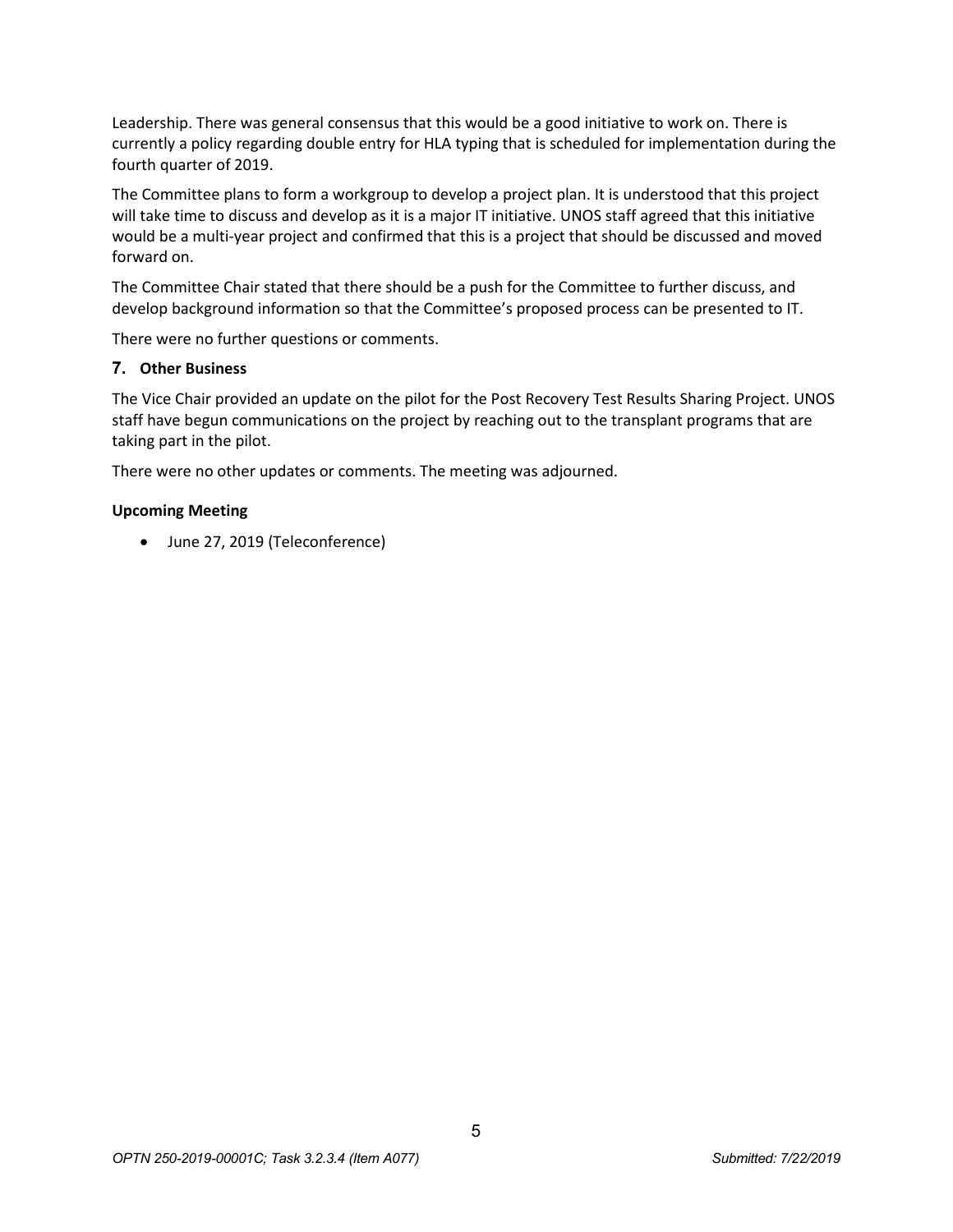Leadership. There was general consensus that this would be a good initiative to work on. There is currently a policy regarding double entry for HLA typing that is scheduled for implementation during the fourth quarter of 2019.

The Committee plans to form a workgroup to develop a project plan. It is understood that this project will take time to discuss and develop as it is a major IT initiative. UNOS staff agreed that this initiative would be a multi-year project and confirmed that this is a project that should be discussed and moved forward on.

The Committee Chair stated that there should be a push for the Committee to further discuss, and develop background information so that the Committee's proposed process can be presented to IT.

There were no further questions or comments.

## 7. Other Business

The Vice Chair provided an update on the pilot for the Post Recovery Test Results Sharing Project. UNOS staff have begun communications on the project by reaching out to the transplant programs that are taking part in the pilot.

There were no other updates or comments. The meeting was adjourned.

**Upcoming Meeting**

- June 27, 2019 (Teleconference)